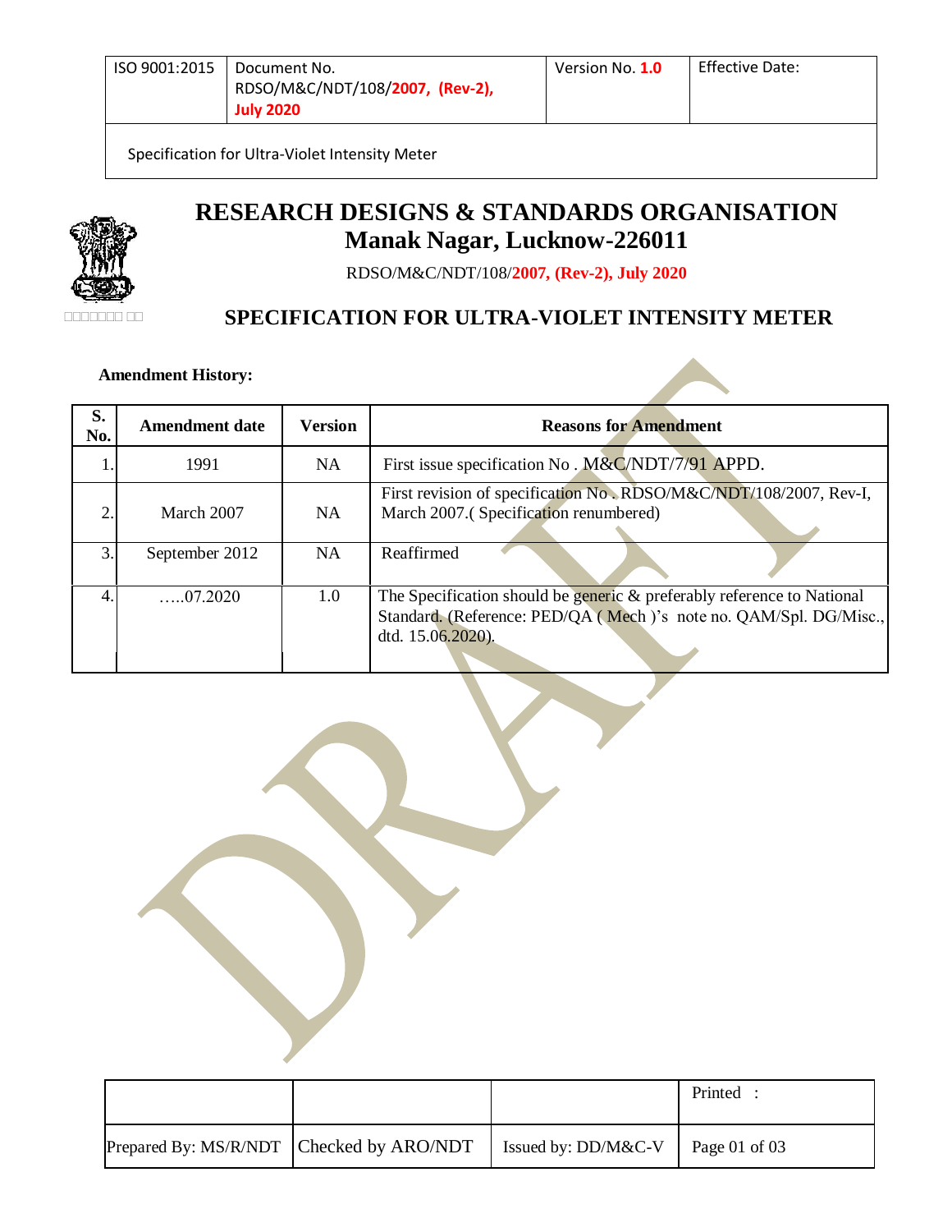| ISO 9001:2015 | Document No. RDSO/M&C/NDT/108/2007, (Rev-2), July 2020 | Version No. 1.0 | Effective Date: |
|---|---|---|---|
| Specification for Ultra-Violet Intensity Meter | | | |

# RESEARCH DESIGNS & STANDARDS ORGANISATION
## Manak Nagar, Lucknow-226011

RDSO/M&C/NDT/108/2007, (Rev-2), July 2020

## SPECIFICATION FOR ULTRA-VIOLET INTENSITY METER

**Amendment History:**

| S. No. | Amendment date | Version | Reasons for Amendment |
|---|---|---|---|
| 1. | 1991 | NA | First issue specification No . M&C/NDT/7/91 APPD. |
| 2. | March 2007 | NA | First revision of specification No . RDSO/M&C/NDT/108/2007, Rev-I, March 2007.( Specification renumbered) |
| 3. | September 2012 | NA | Reaffirmed |
| 4. | …..07.2020 | 1.0 | The Specification should be generic & preferably reference to National Standard. (Reference: PED/QA ( Mech )'s note no. QAM/Spl. DG/Misc., dtd. 15.06.2020). |

DRAFT

| | | | Printed : |
|---|---|---|---|
| Prepared By: MS/R/NDT | Checked by ARO/NDT | Issued by: DD/M&C-V | |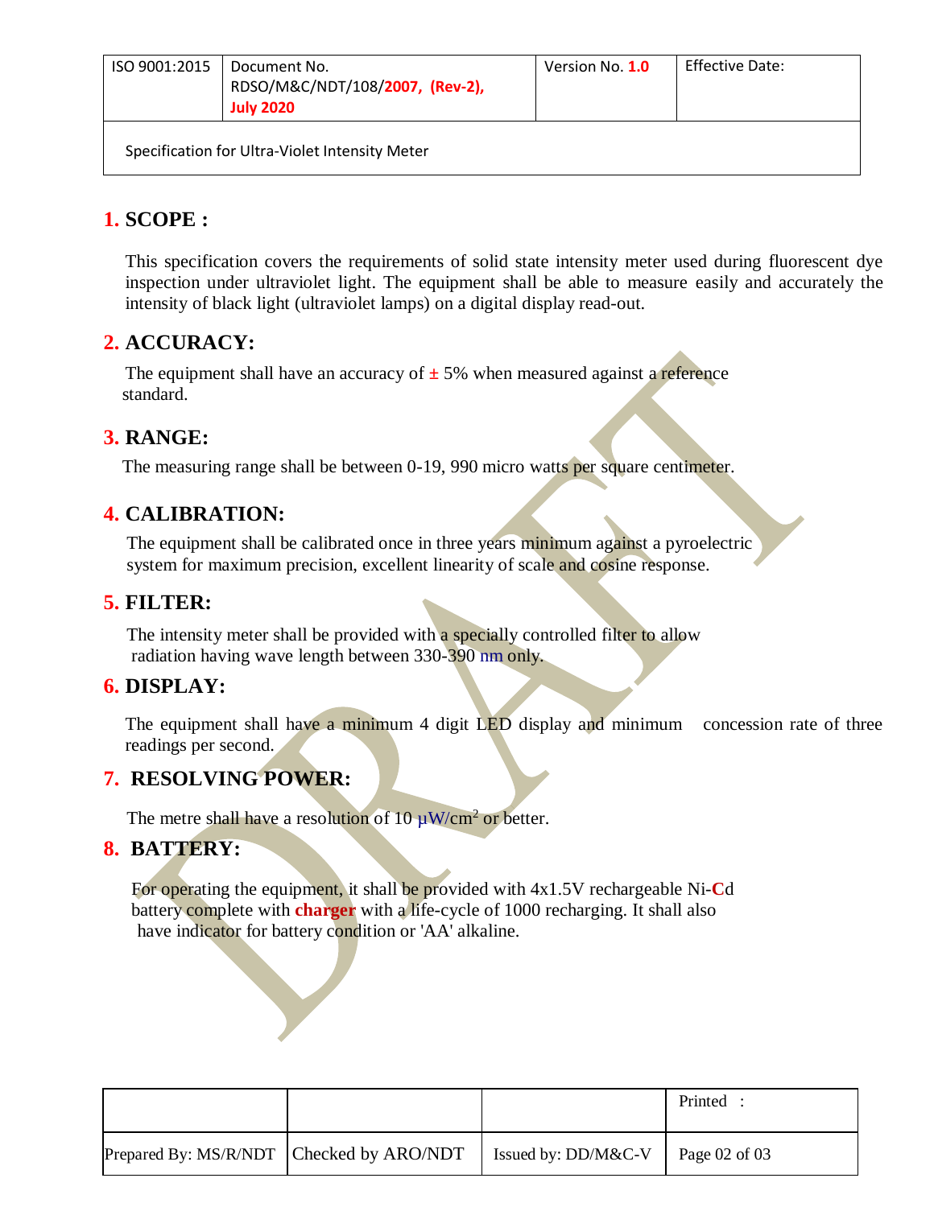## 1. SCOPE :

This specification covers the requirements of solid state intensity meter used during fluorescent dye inspection under ultraviolet light. The equipment shall be able to measure easily and accurately the intensity of black light (ultraviolet lamps) on a digital display read-out.

## 2. ACCURACY:

The equipment shall have an accuracy of ± 5% when measured against a reference standard.

## 3. RANGE:

The measuring range shall be between 0-19, 990 micro watts per square centimeter.

## 4. CALIBRATION:

The equipment shall be calibrated once in three years minimum against a pyroelectric system for maximum precision, excellent linearity of scale and cosine response.

## 5. FILTER:

The intensity meter shall be provided with a specially controlled filter to allow radiation having wave length between 330-390 nm only.

## 6. DISPLAY:

The equipment shall have a minimum 4 digit LED display and minimum concession rate of three readings per second.

## 7. RESOLVING POWER:

The metre shall have a resolution of 10 $\mu W/cm^2$ or better.

## 8. BATTERY:

For operating the equipment, it shall be provided with 4x1.5V rechargeable Ni-Cd battery complete with **charger** with a life-cycle of 1000 recharging. It shall also have indicator for battery condition or 'AA' alkaline.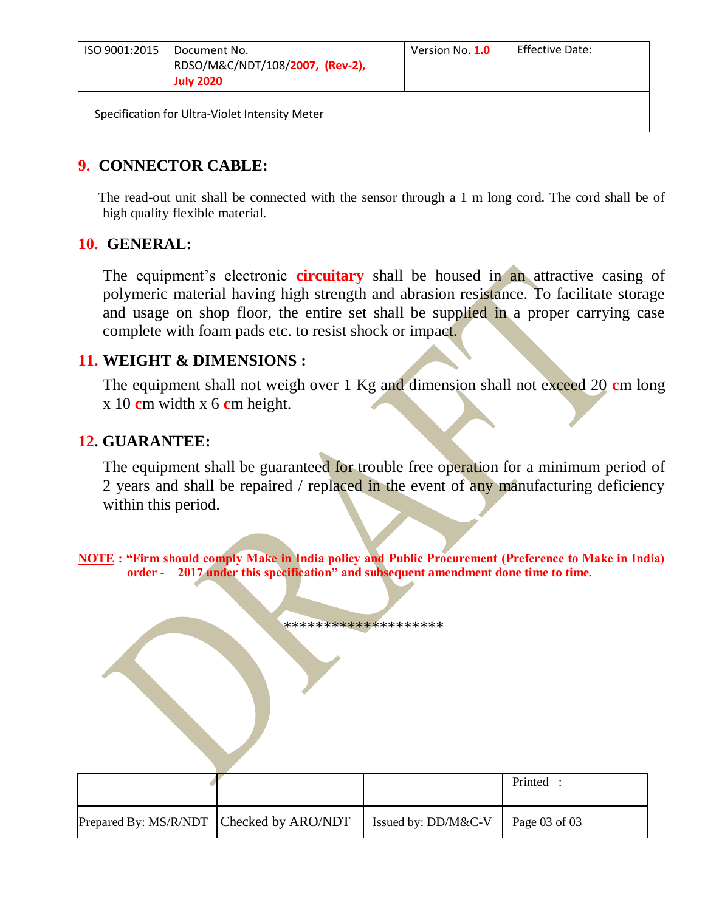## 9. CONNECTOR CABLE:

The read-out unit shall be connected with the sensor through a 1 m long cord. The cord shall be of high quality flexible material.

## 10. GENERAL:

The equipment's electronic **circuitary** shall be housed in an attractive casing of polymeric material having high strength and abrasion resistance. To facilitate storage and usage on shop floor, the entire set shall be supplied in a proper carrying case complete with foam pads etc. to resist shock or impact.

## 11. WEIGHT & DIMENSIONS :

The equipment shall not weigh over 1 Kg and dimension shall not exceed 20 cm long x 10 cm width x 6 cm height.

## 12. GUARANTEE:

The equipment shall be guaranteed for trouble free operation for a minimum period of 2 years and shall be repaired / replaced in the event of any manufacturing deficiency within this period.

**NOTE : "Firm should comply Make in India policy and Public Procurement (Preference to Make in India) order - 2017 under this specification" and subsequent amendment done time to time.**

********************

| | | | Printed : |
|---|---|---|---|
| Prepared By: MS/R/NDT | Checked by ARO/NDT | Issued by: DD/M&C-V | Page 03 of 03 |